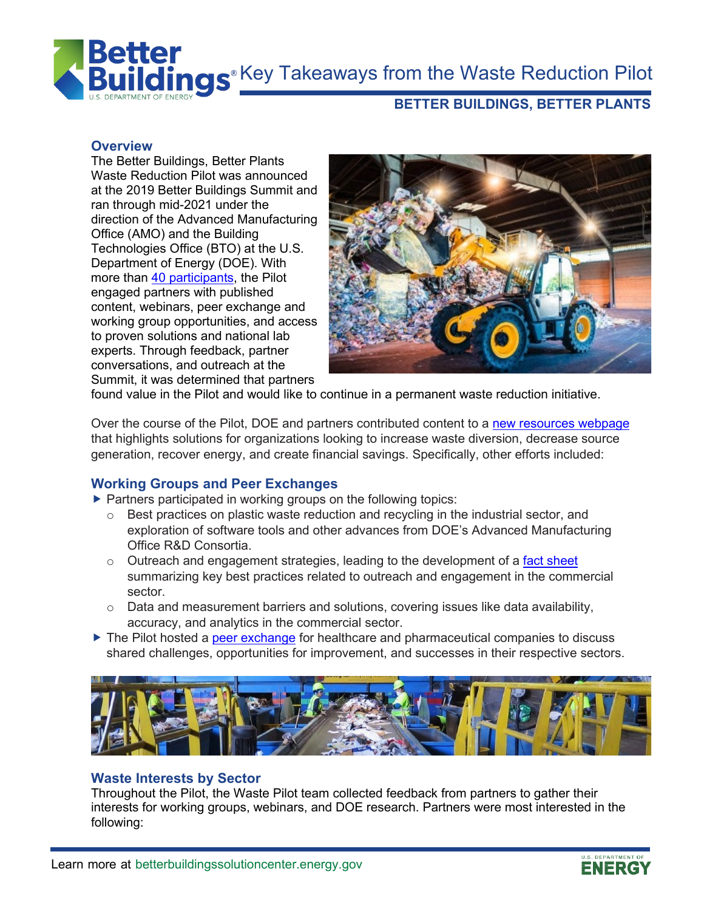# Key Takeaways from the Waste Reduction Pilot

**BETTER BUILDINGS, BETTER PLANTS**

## Overview

The Better Buildings, Better Plants Waste Reduction Pilot was announced at the 2019 Better Buildings Summit and ran through mid-2021 under the direction of the Advanced Manufacturing Office (AMO) and the Building Technologies Office (BTO) at the U.S. Department of Energy (DOE). With more than 40 participants, the Pilot engaged partners with published content, webinars, peer exchange and working group opportunities, and access to proven solutions and national lab experts. Through feedback, partner conversations, and outreach at the Summit, it was determined that partners found value in the Pilot and would like to continue in a permanent waste reduction initiative.

Over the course of the Pilot, DOE and partners contributed content to a new resources webpage that highlights solutions for organizations looking to increase waste diversion, decrease source generation, recover energy, and create financial savings. Specifically, other efforts included:

## Working Groups and Peer Exchanges

- Partners participated in working groups on the following topics:
  - Best practices on plastic waste reduction and recycling in the industrial sector, and exploration of software tools and other advances from DOE's Advanced Manufacturing Office R&D Consortia.
  - Outreach and engagement strategies, leading to the development of a fact sheet summarizing key best practices related to outreach and engagement in the commercial sector.
  - Data and measurement barriers and solutions, covering issues like data availability, accuracy, and analytics in the commercial sector.
- The Pilot hosted a peer exchange for healthcare and pharmaceutical companies to discuss shared challenges, opportunities for improvement, and successes in their respective sectors.

## Waste Interests by Sector

Throughout the Pilot, the Waste Pilot team collected feedback from partners to gather their interests for working groups, webinars, and DOE research. Partners were most interested in the following: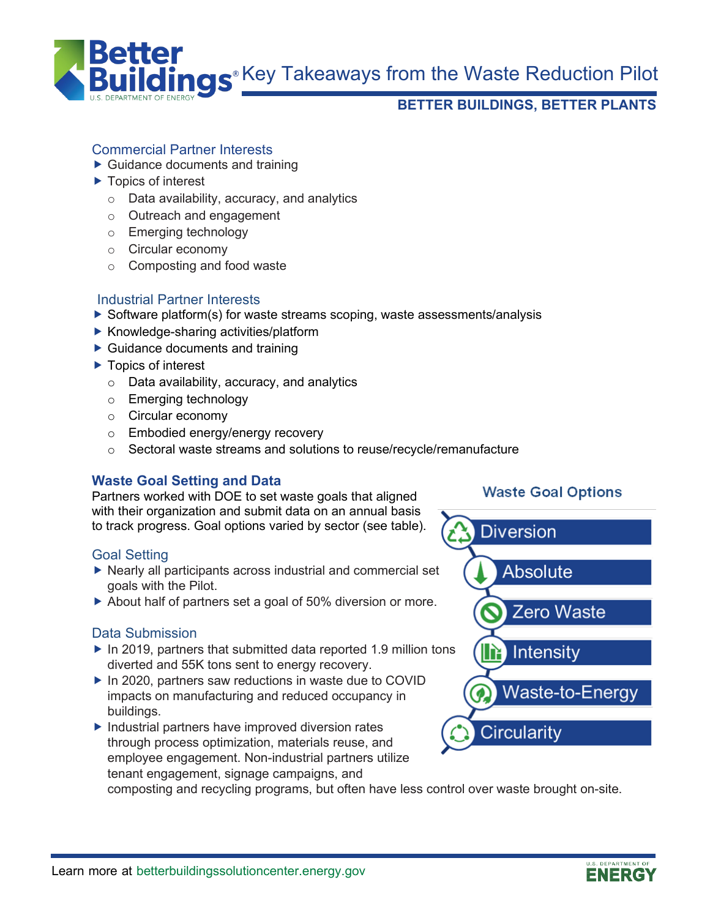# Key Takeaways from the Waste Reduction Pilot

**BETTER BUILDINGS, BETTER PLANTS**

## Commercial Partner Interests

- Guidance documents and training
- Topics of interest
  - Data availability, accuracy, and analytics
  - Outreach and engagement
  - Emerging technology
  - Circular economy
  - Composting and food waste

## Industrial Partner Interests

- Software platform(s) for waste streams scoping, waste assessments/analysis
- Knowledge-sharing activities/platform
- Guidance documents and training
- Topics of interest
  - Data availability, accuracy, and analytics
  - Emerging technology
  - Circular economy
  - Embodied energy/energy recovery
  - Sectoral waste streams and solutions to reuse/recycle/remanufacture

## Waste Goal Setting and Data

Partners worked with DOE to set waste goals that aligned with their organization and submit data on an annual basis to track progress. Goal options varied by sector (see table).

### Waste Goal Options

- Diversion
- Absolute
- Zero Waste
- Intensity
- Waste-to-Energy
- Circularity

### Goal Setting

- Nearly all participants across industrial and commercial set goals with the Pilot.
- About half of partners set a goal of 50% diversion or more.

### Data Submission

- In 2019, partners that submitted data reported 1.9 million tons diverted and 55K tons sent to energy recovery.
- In 2020, partners saw reductions in waste due to COVID impacts on manufacturing and reduced occupancy in buildings.
- Industrial partners have improved diversion rates through process optimization, materials reuse, and employee engagement. Non-industrial partners utilize tenant engagement, signage campaigns, and composting and recycling programs, but often have less control over waste brought on-site.

Learn more at betterbuildingssolutioncenter.energy.gov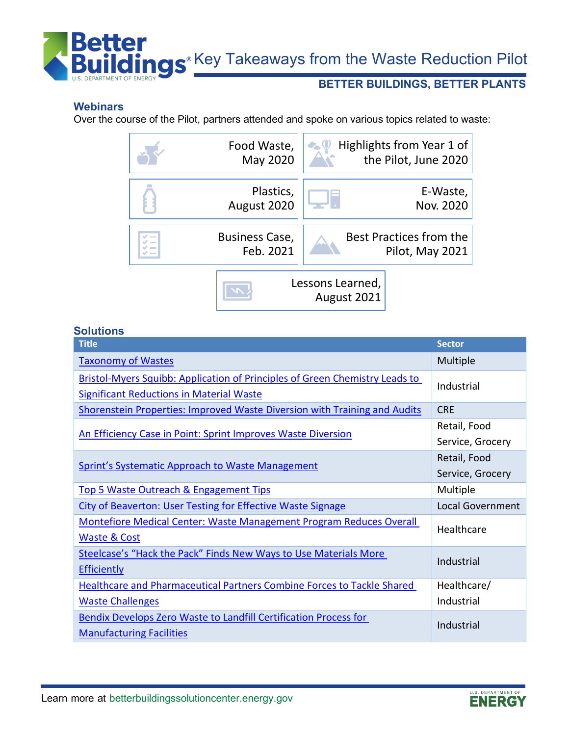## Webinars

Over the course of the Pilot, partners attended and spoke on various topics related to waste:

- Food Waste, May 2020
- Highlights from Year 1 of the Pilot, June 2020
- Plastics, August 2020
- E-Waste, Nov. 2020
- Business Case, Feb. 2021
- Best Practices from the Pilot, May 2021
- Lessons Learned, August 2021

## Solutions

| Title | Sector |
|---|---|
| Taxonomy of Wastes | Multiple |
| Bristol-Myers Squibb: Application of Principles of Green Chemistry Leads to Significant Reductions in Material Waste | Industrial |
| Shorenstein Properties: Improved Waste Diversion with Training and Audits | CRE |
| An Efficiency Case in Point: Sprint Improves Waste Diversion | Retail, Food Service, Grocery |
| Sprint's Systematic Approach to Waste Management | Retail, Food Service, Grocery |
| Top 5 Waste Outreach & Engagement Tips | Multiple |
| City of Beaverton: User Testing for Effective Waste Signage | Local Government |
| Montefiore Medical Center: Waste Management Program Reduces Overall Waste & Cost | Healthcare |
| Steelcase's "Hack the Pack" Finds New Ways to Use Materials More Efficiently | Industrial |
| Healthcare and Pharmaceutical Partners Combine Forces to Tackle Shared Waste Challenges | Healthcare/ Industrial |
| Bendix Develops Zero Waste to Landfill Certification Process for Manufacturing Facilities | Industrial |